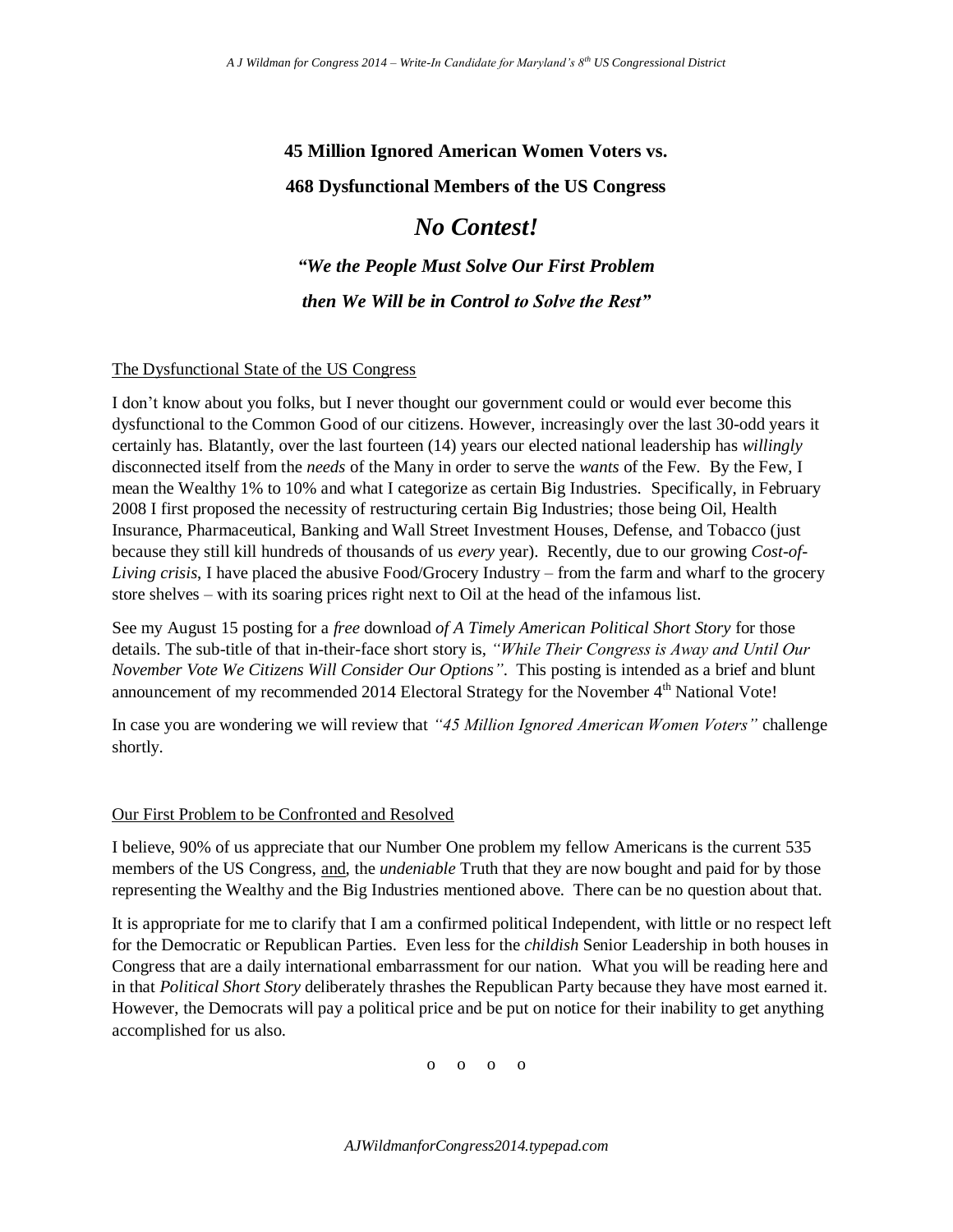**45 Million Ignored American Women Voters vs.**

**468 Dysfunctional Members of the US Congress**

## *No Contest!*

***"We the People Must Solve Our First Problem***

***then We Will be in Control to Solve the Rest"***

### The Dysfunctional State of the US Congress

I don't know about you folks, but I never thought our government could or would ever become this dysfunctional to the Common Good of our citizens. However, increasingly over the last 30-odd years it certainly has. Blatantly, over the last fourteen (14) years our elected national leadership has *willingly* disconnected itself from the *needs* of the Many in order to serve the *wants* of the Few. By the Few, I mean the Wealthy 1% to 10% and what I categorize as certain Big Industries. Specifically, in February 2008 I first proposed the necessity of restructuring certain Big Industries; those being Oil, Health Insurance, Pharmaceutical, Banking and Wall Street Investment Houses, Defense, and Tobacco (just because they still kill hundreds of thousands of us *every* year). Recently, due to our growing *Cost-of-Living crisis*, I have placed the abusive Food/Grocery Industry – from the farm and wharf to the grocery store shelves – with its soaring prices right next to Oil at the head of the infamous list.

See my August 15 posting for a *free* download *of A Timely American Political Short Story* for those details. The sub-title of that in-their-face short story is, *"While Their Congress is Away and Until Our November Vote We Citizens Will Consider Our Options"*. This posting is intended as a brief and blunt announcement of my recommended 2014 Electoral Strategy for the November 4th National Vote!

In case you are wondering we will review that *"45 Million Ignored American Women Voters"* challenge shortly.

### Our First Problem to be Confronted and Resolved

I believe, 90% of us appreciate that our Number One problem my fellow Americans is the current 535 members of the US Congress, and, the *undeniable* Truth that they are now bought and paid for by those representing the Wealthy and the Big Industries mentioned above. There can be no question about that.

It is appropriate for me to clarify that I am a confirmed political Independent, with little or no respect left for the Democratic or Republican Parties. Even less for the *childish* Senior Leadership in both houses in Congress that are a daily international embarrassment for our nation. What you will be reading here and in that *Political Short Story* deliberately thrashes the Republican Party because they have most earned it. However, the Democrats will pay a political price and be put on notice for their inability to get anything accomplished for us also.

o o o o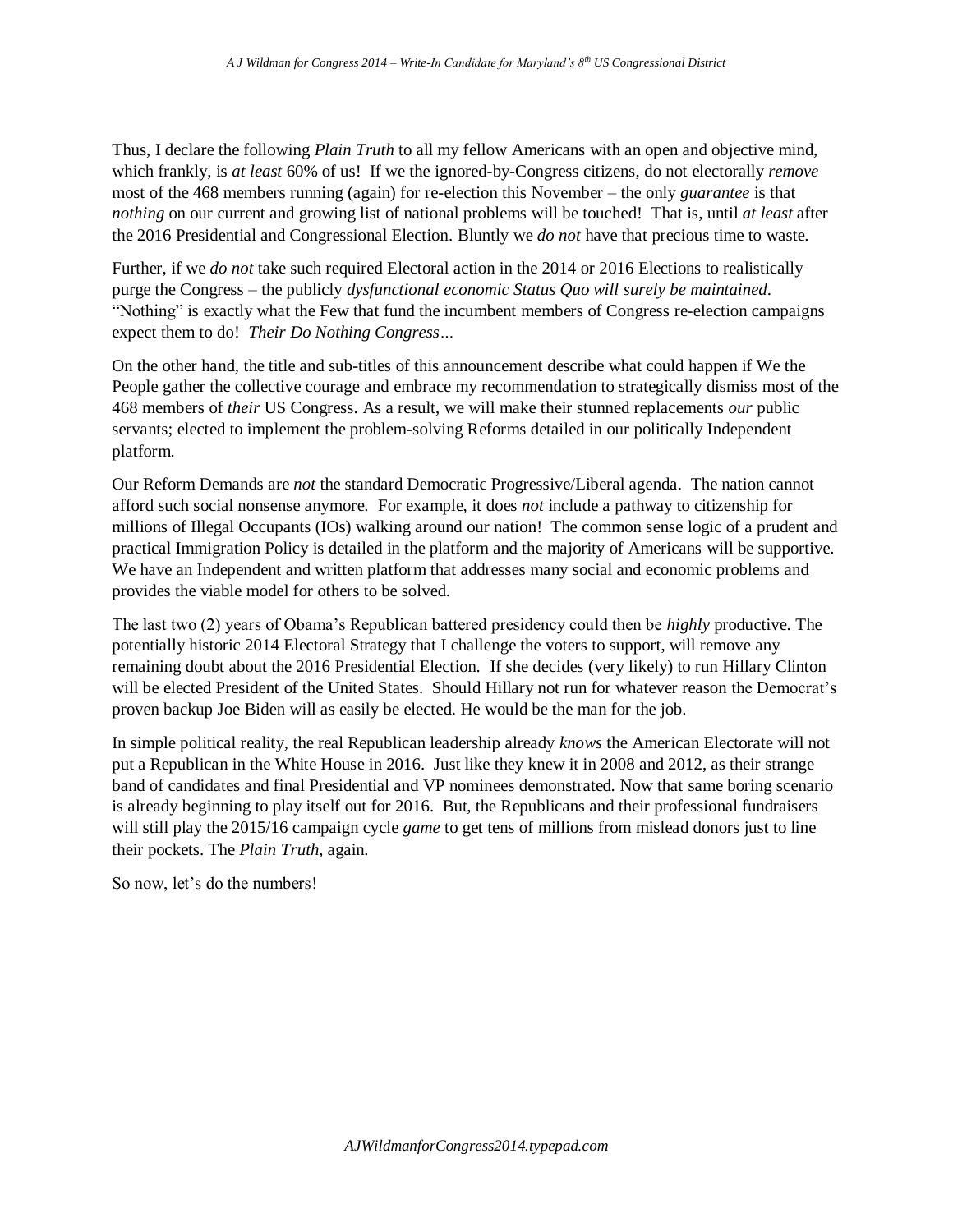Thus, I declare the following *Plain Truth* to all my fellow Americans with an open and objective mind, which frankly, is *at least* 60% of us! If we the ignored-by-Congress citizens, do not electorally *remove* most of the 468 members running (again) for re-election this November – the only *guarantee* is that *nothing* on our current and growing list of national problems will be touched! That is, until *at least* after the 2016 Presidential and Congressional Election. Bluntly we *do not* have that precious time to waste.

Further, if we *do not* take such required Electoral action in the 2014 or 2016 Elections to realistically purge the Congress – the publicly *dysfunctional economic Status Quo will surely be maintained*. "Nothing" is exactly what the Few that fund the incumbent members of Congress re-election campaigns expect them to do! *Their Do Nothing Congress…*

On the other hand, the title and sub-titles of this announcement describe what could happen if We the People gather the collective courage and embrace my recommendation to strategically dismiss most of the 468 members of *their* US Congress. As a result, we will make their stunned replacements *our* public servants; elected to implement the problem-solving Reforms detailed in our politically Independent platform.

Our Reform Demands are *not* the standard Democratic Progressive/Liberal agenda. The nation cannot afford such social nonsense anymore. For example, it does *not* include a pathway to citizenship for millions of Illegal Occupants (IOs) walking around our nation! The common sense logic of a prudent and practical Immigration Policy is detailed in the platform and the majority of Americans will be supportive. We have an Independent and written platform that addresses many social and economic problems and provides the viable model for others to be solved.

The last two (2) years of Obama's Republican battered presidency could then be *highly* productive. The potentially historic 2014 Electoral Strategy that I challenge the voters to support, will remove any remaining doubt about the 2016 Presidential Election. If she decides (very likely) to run Hillary Clinton will be elected President of the United States. Should Hillary not run for whatever reason the Democrat's proven backup Joe Biden will as easily be elected. He would be the man for the job.

In simple political reality, the real Republican leadership already *knows* the American Electorate will not put a Republican in the White House in 2016. Just like they knew it in 2008 and 2012, as their strange band of candidates and final Presidential and VP nominees demonstrated. Now that same boring scenario is already beginning to play itself out for 2016. But, the Republicans and their professional fundraisers will still play the 2015/16 campaign cycle *game* to get tens of millions from mislead donors just to line their pockets. The *Plain Truth*, again.

So now, let's do the numbers!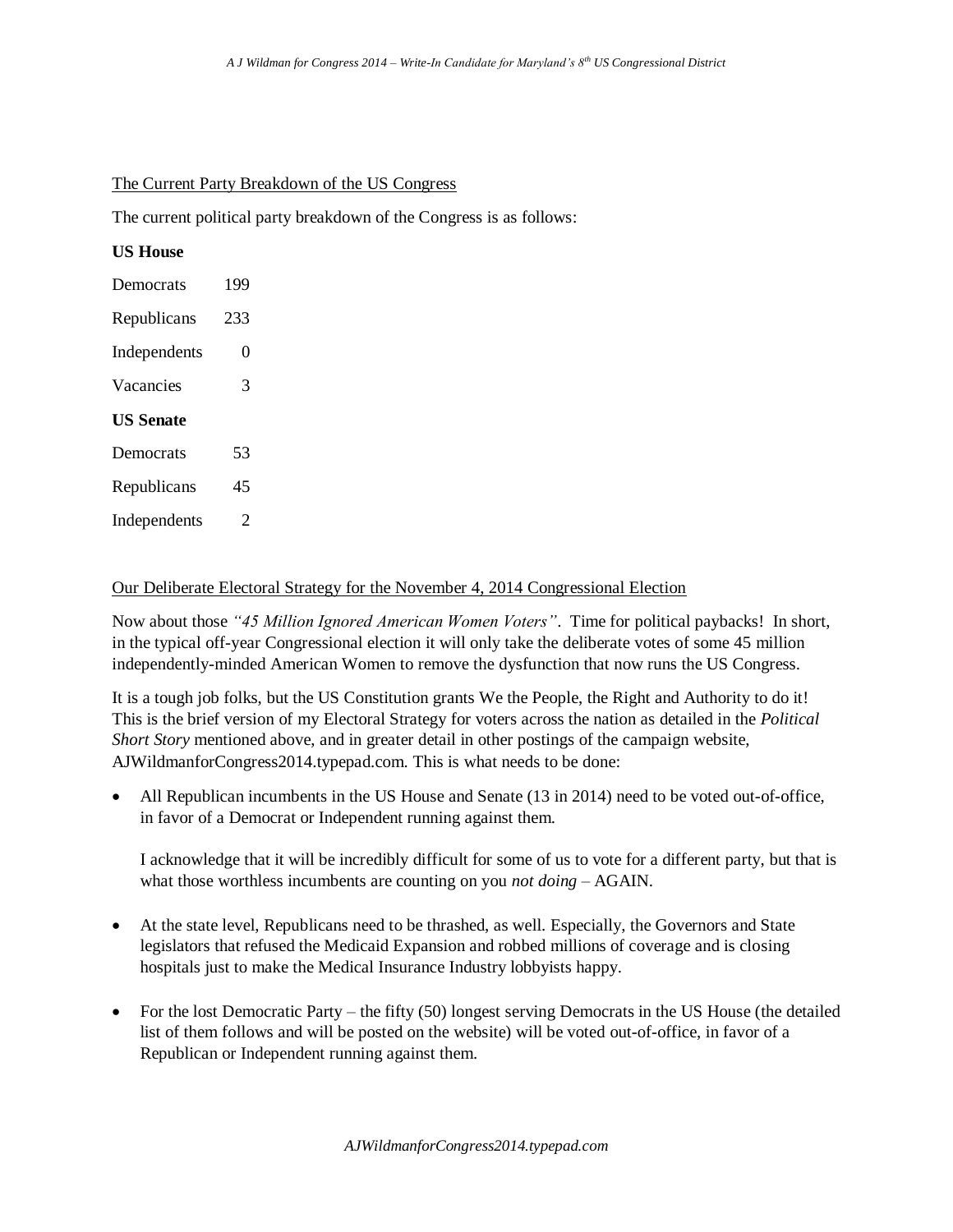The Current Party Breakdown of the US Congress

The current political party breakdown of the Congress is as follows:

**US House**

| | |
|---|---|
| Democrats | 199 |
| Republicans | 233 |
| Independents | 0 |
| Vacancies | 3 |

**US Senate**

| | |
|---|---|
| Democrats | 53 |
| Republicans | 45 |
| Independents | 2 |

Our Deliberate Electoral Strategy for the November 4, 2014 Congressional Election

Now about those *"45 Million Ignored American Women Voters"*. Time for political paybacks! In short, in the typical off-year Congressional election it will only take the deliberate votes of some 45 million independently-minded American Women to remove the dysfunction that now runs the US Congress.

It is a tough job folks, but the US Constitution grants We the People, the Right and Authority to do it! This is the brief version of my Electoral Strategy for voters across the nation as detailed in the *Political Short Story* mentioned above, and in greater detail in other postings of the campaign website, AJWildmanforCongress2014.typepad.com. This is what needs to be done:

- All Republican incumbents in the US House and Senate (13 in 2014) need to be voted out-of-office, in favor of a Democrat or Independent running against them.

  I acknowledge that it will be incredibly difficult for some of us to vote for a different party, but that is what those worthless incumbents are counting on you *not doing* – AGAIN.

- At the state level, Republicans need to be thrashed, as well. Especially, the Governors and State legislators that refused the Medicaid Expansion and robbed millions of coverage and is closing hospitals just to make the Medical Insurance Industry lobbyists happy.

- For the lost Democratic Party – the fifty (50) longest serving Democrats in the US House (the detailed list of them follows and will be posted on the website) will be voted out-of-office, in favor of a Republican or Independent running against them.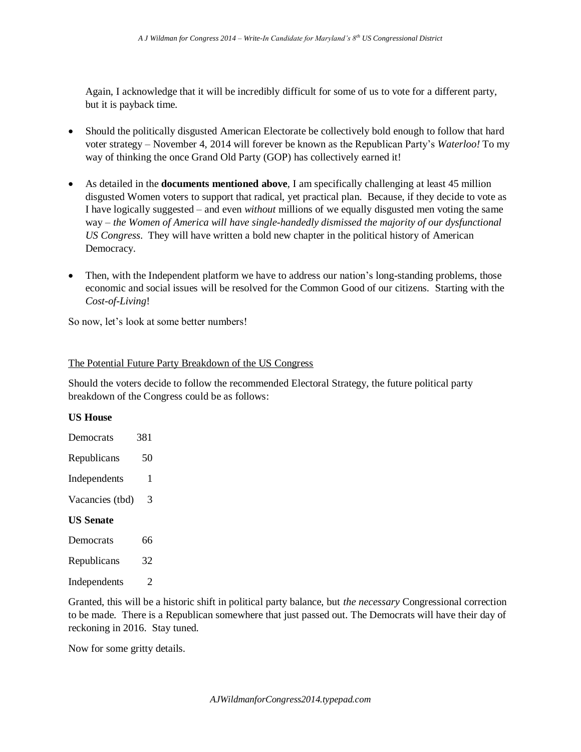Again, I acknowledge that it will be incredibly difficult for some of us to vote for a different party, but it is payback time.

- Should the politically disgusted American Electorate be collectively bold enough to follow that hard voter strategy – November 4, 2014 will forever be known as the Republican Party's *Waterloo!* To my way of thinking the once Grand Old Party (GOP) has collectively earned it!
- As detailed in the **documents mentioned above**, I am specifically challenging at least 45 million disgusted Women voters to support that radical, yet practical plan. Because, if they decide to vote as I have logically suggested – and even *without* millions of we equally disgusted men voting the same way – *the Women of America will have single-handedly dismissed the majority of our dysfunctional US Congress*. They will have written a bold new chapter in the political history of American Democracy.
- Then, with the Independent platform we have to address our nation's long-standing problems, those economic and social issues will be resolved for the Common Good of our citizens. Starting with the *Cost-of-Living*!

So now, let's look at some better numbers!

The Potential Future Party Breakdown of the US Congress

Should the voters decide to follow the recommended Electoral Strategy, the future political party breakdown of the Congress could be as follows:

**US House**

| | |
|---|---|
| Democrats | 381 |
| Republicans | 50 |
| Independents | 1 |
| Vacancies (tbd) | 3 |

**US Senate**

| | |
|---|---|
| Democrats | 66 |
| Republicans | 32 |
| Independents | 2 |

Granted, this will be a historic shift in political party balance, but *the necessary* Congressional correction to be made. There is a Republican somewhere that just passed out. The Democrats will have their day of reckoning in 2016. Stay tuned.

Now for some gritty details.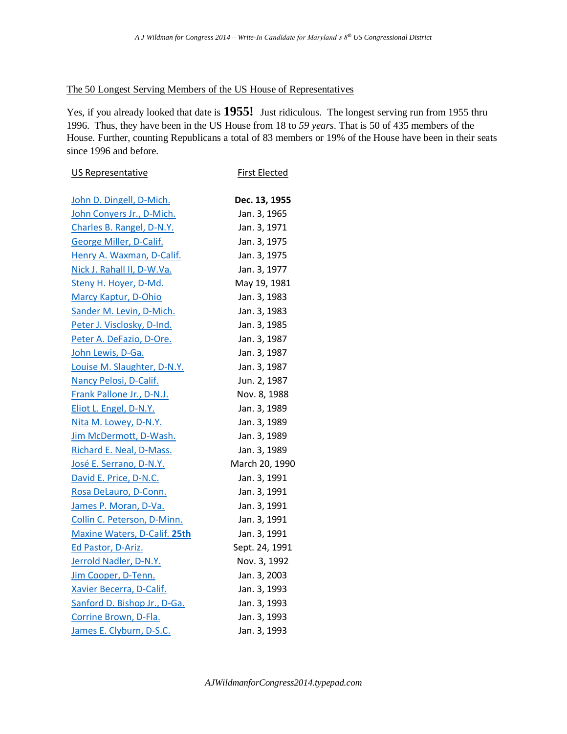<u>The 50 Longest Serving Members of the US House of Representatives</u>

Yes, if you already looked that date is **1955!** Just ridiculous. The longest serving run from 1955 thru 1996. Thus, they have been in the US House from 18 to *59 years*. That is 50 of 435 members of the House. Further, counting Republicans a total of 83 members or 19% of the House have been in their seats since 1996 and before.

| US Representative | First Elected |
|---|---|
| John D. Dingell, D-Mich. | **Dec. 13, 1955** |
| John Conyers Jr., D-Mich. | Jan. 3, 1965 |
| Charles B. Rangel, D-N.Y. | Jan. 3, 1971 |
| George Miller, D-Calif. | Jan. 3, 1975 |
| Henry A. Waxman, D-Calif. | Jan. 3, 1975 |
| Nick J. Rahall II, D-W.Va. | Jan. 3, 1977 |
| Steny H. Hoyer, D-Md. | May 19, 1981 |
| Marcy Kaptur, D-Ohio | Jan. 3, 1983 |
| Sander M. Levin, D-Mich. | Jan. 3, 1983 |
| Peter J. Visclosky, D-Ind. | Jan. 3, 1985 |
| Peter A. DeFazio, D-Ore. | Jan. 3, 1987 |
| John Lewis, D-Ga. | Jan. 3, 1987 |
| Louise M. Slaughter, D-N.Y. | Jan. 3, 1987 |
| Nancy Pelosi, D-Calif. | Jun. 2, 1987 |
| Frank Pallone Jr., D-N.J. | Nov. 8, 1988 |
| Eliot L. Engel, D-N.Y. | Jan. 3, 1989 |
| Nita M. Lowey, D-N.Y. | Jan. 3, 1989 |
| Jim McDermott, D-Wash. | Jan. 3, 1989 |
| Richard E. Neal, D-Mass. | Jan. 3, 1989 |
| José E. Serrano, D-N.Y. | March 20, 1990 |
| David E. Price, D-N.C. | Jan. 3, 1991 |
| Rosa DeLauro, D-Conn. | Jan. 3, 1991 |
| James P. Moran, D-Va. | Jan. 3, 1991 |
| Collin C. Peterson, D-Minn. | Jan. 3, 1991 |
| Maxine Waters, D-Calif. **25th** | Jan. 3, 1991 |
| Ed Pastor, D-Ariz. | Sept. 24, 1991 |
| Jerrold Nadler, D-N.Y. | Nov. 3, 1992 |
| Jim Cooper, D-Tenn. | Jan. 3, 2003 |
| Xavier Becerra, D-Calif. | Jan. 3, 1993 |
| Sanford D. Bishop Jr., D-Ga. | Jan. 3, 1993 |
| Corrine Brown, D-Fla. | Jan. 3, 1993 |
| James E. Clyburn, D-S.C. | Jan. 3, 1993 |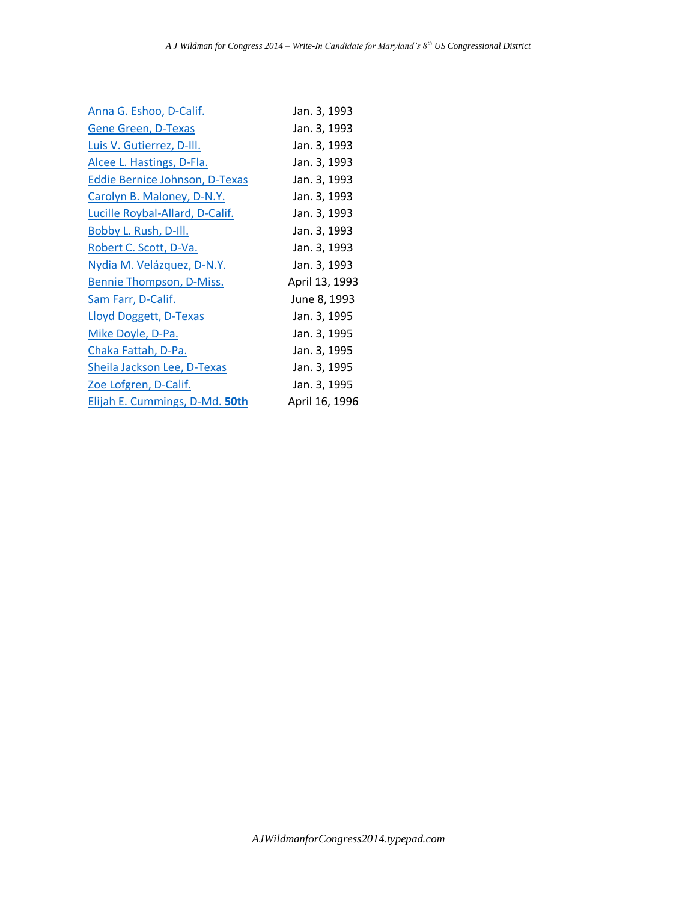| | |
|---|---|
| Anna G. Eshoo, D-Calif. | Jan. 3, 1993 |
| Gene Green, D-Texas | Jan. 3, 1993 |
| Luis V. Gutierrez, D-Ill. | Jan. 3, 1993 |
| Alcee L. Hastings, D-Fla. | Jan. 3, 1993 |
| Eddie Bernice Johnson, D-Texas | Jan. 3, 1993 |
| Carolyn B. Maloney, D-N.Y. | Jan. 3, 1993 |
| Lucille Roybal-Allard, D-Calif. | Jan. 3, 1993 |
| Bobby L. Rush, D-Ill. | Jan. 3, 1993 |
| Robert C. Scott, D-Va. | Jan. 3, 1993 |
| Nydia M. Velázquez, D-N.Y. | Jan. 3, 1993 |
| Bennie Thompson, D-Miss. | April 13, 1993 |
| Sam Farr, D-Calif. | June 8, 1993 |
| Lloyd Doggett, D-Texas | Jan. 3, 1995 |
| Mike Doyle, D-Pa. | Jan. 3, 1995 |
| Chaka Fattah, D-Pa. | Jan. 3, 1995 |
| Sheila Jackson Lee, D-Texas | Jan. 3, 1995 |
| Zoe Lofgren, D-Calif. | Jan. 3, 1995 |
| Elijah E. Cummings, D-Md. **50th** | April 16, 1996 |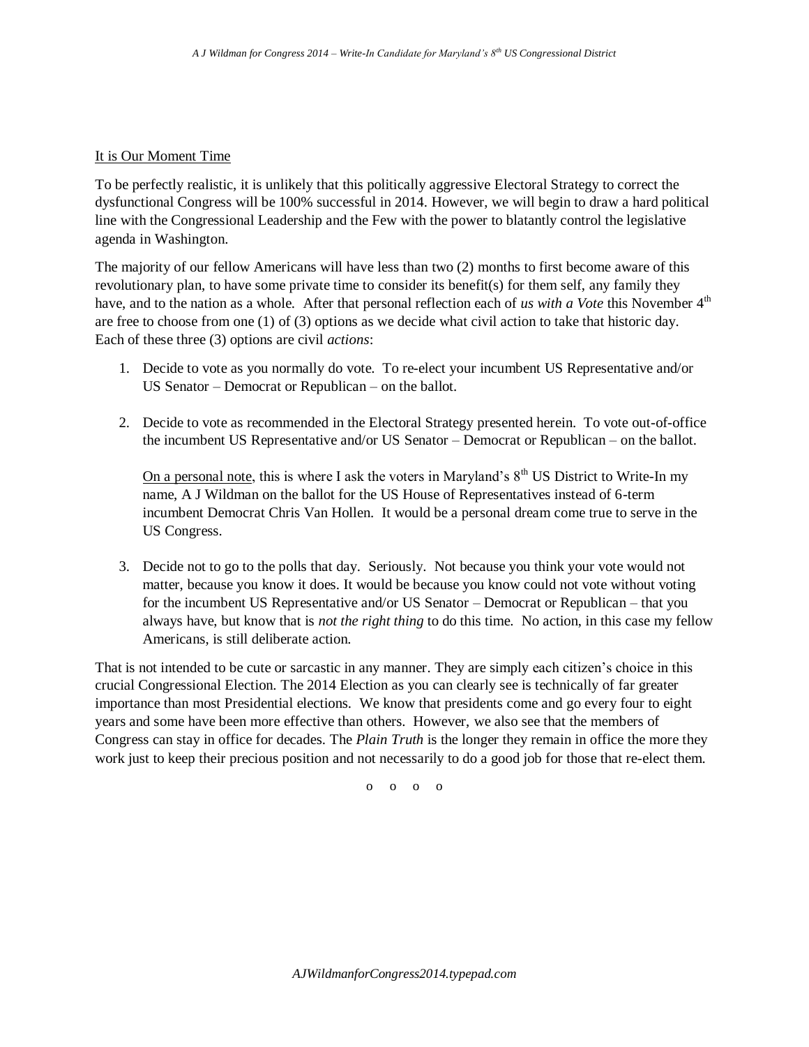<u>It is Our Moment Time</u>

To be perfectly realistic, it is unlikely that this politically aggressive Electoral Strategy to correct the dysfunctional Congress will be 100% successful in 2014. However, we will begin to draw a hard political line with the Congressional Leadership and the Few with the power to blatantly control the legislative agenda in Washington.

The majority of our fellow Americans will have less than two (2) months to first become aware of this revolutionary plan, to have some private time to consider its benefit(s) for them self, any family they have, and to the nation as a whole. After that personal reflection each of *us with a Vote* this November 4th are free to choose from one (1) of (3) options as we decide what civil action to take that historic day. Each of these three (3) options are civil *actions*:

1. Decide to vote as you normally do vote. To re-elect your incumbent US Representative and/or US Senator – Democrat or Republican – on the ballot.

2. Decide to vote as recommended in the Electoral Strategy presented herein. To vote out-of-office the incumbent US Representative and/or US Senator – Democrat or Republican – on the ballot.

   <u>On a personal note</u>, this is where I ask the voters in Maryland's 8th US District to Write-In my name, A J Wildman on the ballot for the US House of Representatives instead of 6-term incumbent Democrat Chris Van Hollen. It would be a personal dream come true to serve in the US Congress.

3. Decide not to go to the polls that day. Seriously. Not because you think your vote would not matter, because you know it does. It would be because you know could not vote without voting for the incumbent US Representative and/or US Senator – Democrat or Republican – that you always have, but know that is *not the right thing* to do this time. No action, in this case my fellow Americans, is still deliberate action.

That is not intended to be cute or sarcastic in any manner. They are simply each citizen's choice in this crucial Congressional Election. The 2014 Election as you can clearly see is technically of far greater importance than most Presidential elections. We know that presidents come and go every four to eight years and some have been more effective than others. However, we also see that the members of Congress can stay in office for decades. The *Plain Truth* is the longer they remain in office the more they work just to keep their precious position and not necessarily to do a good job for those that re-elect them.

o o o o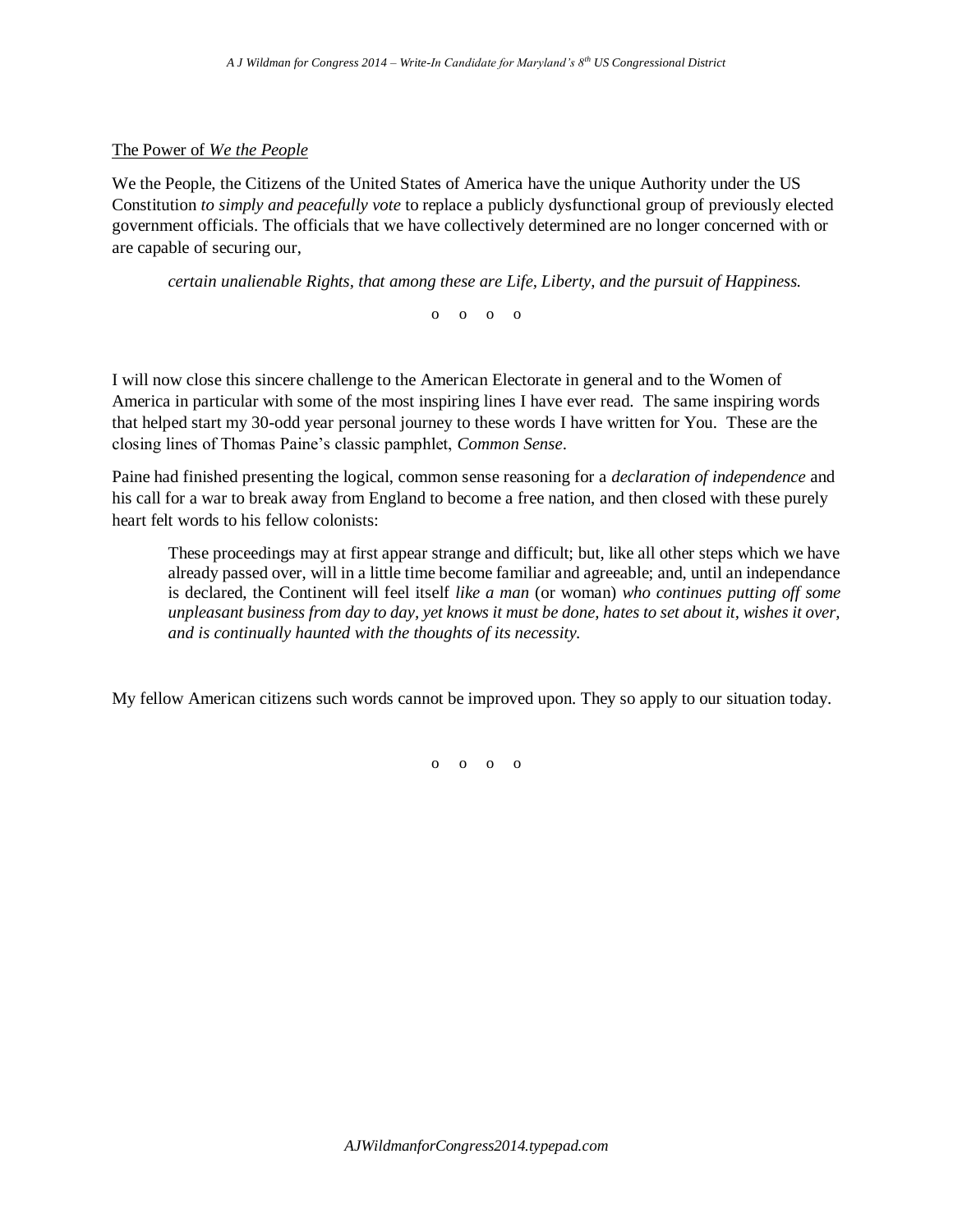<u>The Power of *We the People*</u>

We the People, the Citizens of the United States of America have the unique Authority under the US Constitution *to simply and peacefully vote* to replace a publicly dysfunctional group of previously elected government officials. The officials that we have collectively determined are no longer concerned with or are capable of securing our,

> *certain unalienable Rights, that among these are Life, Liberty, and the pursuit of Happiness.*

o o o o

I will now close this sincere challenge to the American Electorate in general and to the Women of America in particular with some of the most inspiring lines I have ever read. The same inspiring words that helped start my 30-odd year personal journey to these words I have written for You. These are the closing lines of Thomas Paine's classic pamphlet, *Common Sense*.

Paine had finished presenting the logical, common sense reasoning for a *declaration of independence* and his call for a war to break away from England to become a free nation, and then closed with these purely heart felt words to his fellow colonists:

> These proceedings may at first appear strange and difficult; but, like all other steps which we have already passed over, will in a little time become familiar and agreeable; and, until an independance is declared, the Continent will feel itself *like a man* (or woman) *who continues putting off some unpleasant business from day to day, yet knows it must be done, hates to set about it, wishes it over, and is continually haunted with the thoughts of its necessity.*

My fellow American citizens such words cannot be improved upon. They so apply to our situation today.

o o o o